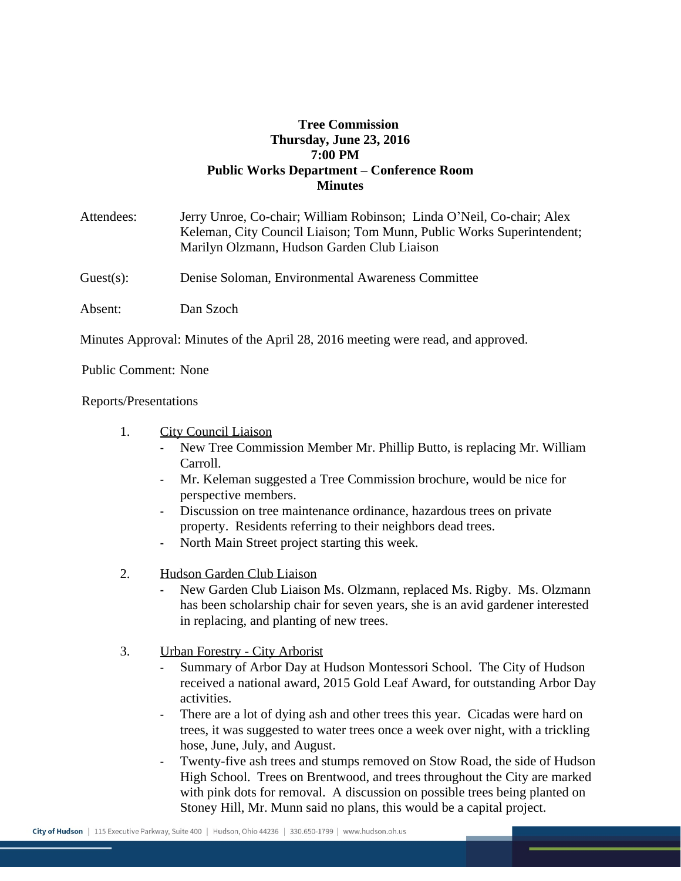**Tree Commission**
**Thursday, June 23, 2016**
**7:00 PM**
**Public Works Department – Conference Room**
**Minutes**

Attendees: Jerry Unroe, Co-chair; William Robinson; Linda O'Neil, Co-chair; Alex Keleman, City Council Liaison; Tom Munn, Public Works Superintendent; Marilyn Olzmann, Hudson Garden Club Liaison

Guest(s): Denise Soloman, Environmental Awareness Committee

Absent: Dan Szoch

Minutes Approval: Minutes of the April 28, 2016 meeting were read, and approved.

Public Comment: None

Reports/Presentations

1. City Council Liaison
   - New Tree Commission Member Mr. Phillip Butto, is replacing Mr. William Carroll.
   - Mr. Keleman suggested a Tree Commission brochure, would be nice for perspective members.
   - Discussion on tree maintenance ordinance, hazardous trees on private property. Residents referring to their neighbors dead trees.
   - North Main Street project starting this week.

2. Hudson Garden Club Liaison
   - New Garden Club Liaison Ms. Olzmann, replaced Ms. Rigby. Ms. Olzmann has been scholarship chair for seven years, she is an avid gardener interested in replacing, and planting of new trees.

3. Urban Forestry - City Arborist
   - Summary of Arbor Day at Hudson Montessori School. The City of Hudson received a national award, 2015 Gold Leaf Award, for outstanding Arbor Day activities.
   - There are a lot of dying ash and other trees this year. Cicadas were hard on trees, it was suggested to water trees once a week over night, with a trickling hose, June, July, and August.
   - Twenty-five ash trees and stumps removed on Stow Road, the side of Hudson High School. Trees on Brentwood, and trees throughout the City are marked with pink dots for removal. A discussion on possible trees being planted on Stoney Hill, Mr. Munn said no plans, this would be a capital project.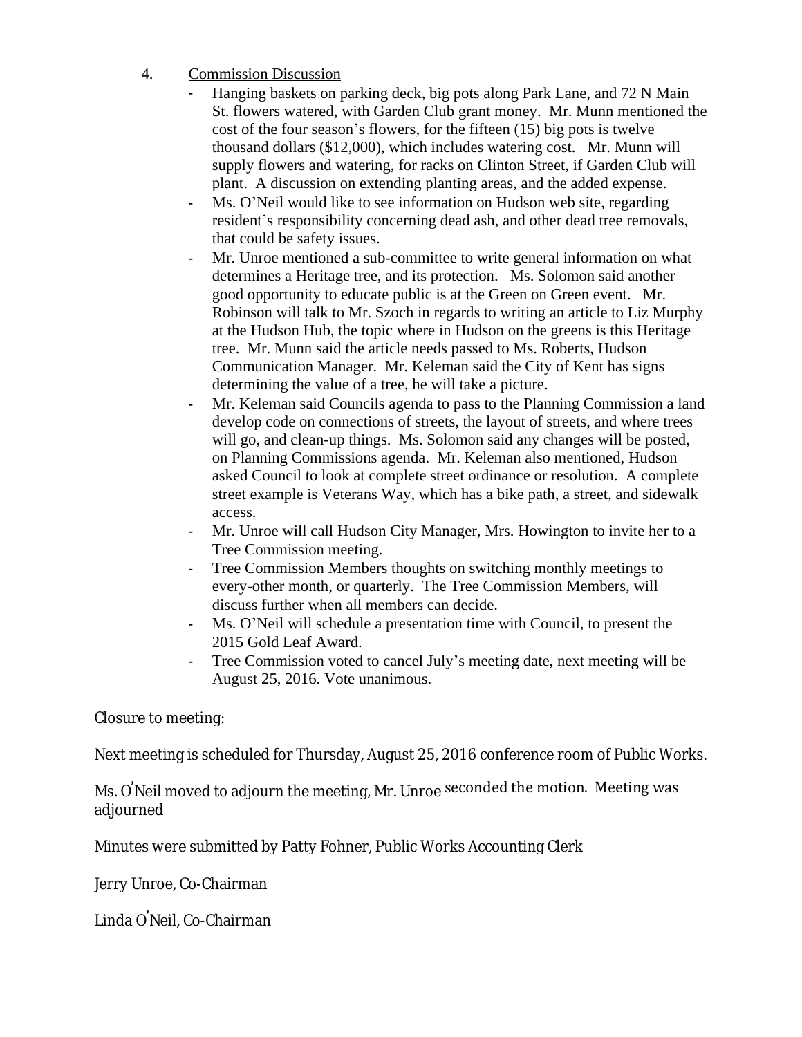4. Commission Discussion
   - Hanging baskets on parking deck, big pots along Park Lane, and 72 N Main St. flowers watered, with Garden Club grant money. Mr. Munn mentioned the cost of the four season's flowers, for the fifteen (15) big pots is twelve thousand dollars ($12,000), which includes watering cost. Mr. Munn will supply flowers and watering, for racks on Clinton Street, if Garden Club will plant. A discussion on extending planting areas, and the added expense.
   - Ms. O'Neil would like to see information on Hudson web site, regarding resident's responsibility concerning dead ash, and other dead tree removals, that could be safety issues.
   - Mr. Unroe mentioned a sub-committee to write general information on what determines a Heritage tree, and its protection. Ms. Solomon said another good opportunity to educate public is at the Green on Green event. Mr. Robinson will talk to Mr. Szoch in regards to writing an article to Liz Murphy at the Hudson Hub, the topic where in Hudson on the greens is this Heritage tree. Mr. Munn said the article needs passed to Ms. Roberts, Hudson Communication Manager. Mr. Keleman said the City of Kent has signs determining the value of a tree, he will take a picture.
   - Mr. Keleman said Councils agenda to pass to the Planning Commission a land develop code on connections of streets, the layout of streets, and where trees will go, and clean-up things. Ms. Solomon said any changes will be posted, on Planning Commissions agenda. Mr. Keleman also mentioned, Hudson asked Council to look at complete street ordinance or resolution. A complete street example is Veterans Way, which has a bike path, a street, and sidewalk access.
   - Mr. Unroe will call Hudson City Manager, Mrs. Howington to invite her to a Tree Commission meeting.
   - Tree Commission Members thoughts on switching monthly meetings to every-other month, or quarterly. The Tree Commission Members, will discuss further when all members can decide.
   - Ms. O'Neil will schedule a presentation time with Council, to present the 2015 Gold Leaf Award.
   - Tree Commission voted to cancel July's meeting date, next meeting will be August 25, 2016. Vote unanimous.

Closure to meeting:

Next meeting is scheduled for Thursday, August 25, 2016 conference room of Public Works.

Ms. O'Neil moved to adjourn the meeting, Mr. Unroe seconded the motion. Meeting was adjourned

Minutes were submitted by Patty Fohner, Public Works Accounting Clerk

Jerry Unroe, Co-Chairman\_\_\_\_\_\_\_\_\_\_\_\_\_\_\_\_\_\_\_\_\_\_\_\_

Linda O'Neil, Co-Chairman